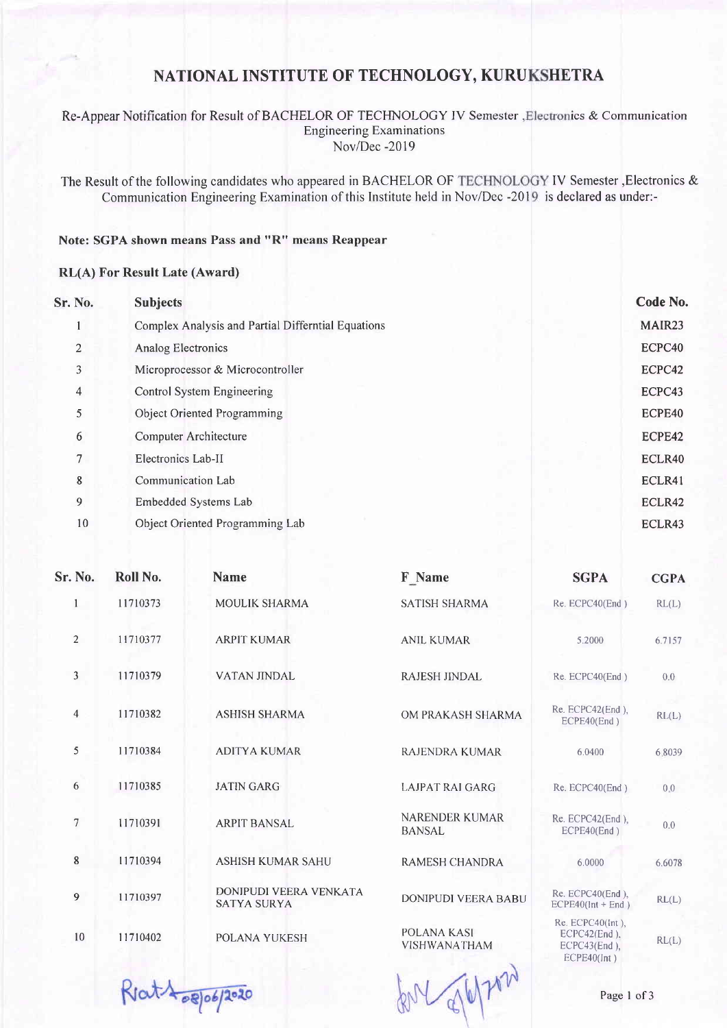# NATIONAL INSTITUTE OF TECHNOLOGY, KURUKSHETRA

Re-Appear Notification for Result of BACHELOR OF TECHNOLOGY IV Semester ,Electronics & Communication Engineering Examinations
Nov/Dec -2019

The Result of the following candidates who appeared in BACHELOR OF TECHNOLOGY IV Semester ,Electronics & Communication Engineering Examination of this Institute held in Nov/Dec -2019 is declared as under:-

**Note: SGPA shown means Pass and "R" means Reappear**

**RL(A) For Result Late (Award)**

| Sr. No. | Subjects | Code No. |
|---|---|---|
| 1 | Complex Analysis and Partial Differntial Equations | MAIR23 |
| 2 | Analog Electronics | ECPC40 |
| 3 | Microprocessor & Microcontroller | ECPC42 |
| 4 | Control System Engineering | ECPC43 |
| 5 | Object Oriented Programming | ECPE40 |
| 6 | Computer Architecture | ECPE42 |
| 7 | Electronics Lab-II | ECLR40 |
| 8 | Communication Lab | ECLR41 |
| 9 | Embedded Systems Lab | ECLR42 |
| 10 | Object Oriented Programming Lab | ECLR43 |

| Sr. No. | Roll No. | Name | F_Name | SGPA | CGPA |
|---|---|---|---|---|---|
| 1 | 11710373 | MOULIK SHARMA | SATISH SHARMA | Re. ECPC40(End ) | RL(L) |
| 2 | 11710377 | ARPIT KUMAR | ANIL KUMAR | 5.2000 | 6.7157 |
| 3 | 11710379 | VATAN JINDAL | RAJESH JINDAL | Re. ECPC40(End ) | 0.0 |
| 4 | 11710382 | ASHISH SHARMA | OM PRAKASH SHARMA | Re. ECPC42(End ), ECPE40(End ) | RL(L) |
| 5 | 11710384 | ADITYA KUMAR | RAJENDRA KUMAR | 6.0400 | 6.8039 |
| 6 | 11710385 | JATIN GARG | LAJPAT RAI GARG | Re. ECPC40(End ) | 0.0 |
| 7 | 11710391 | ARPIT BANSAL | NARENDER KUMAR BANSAL | Re. ECPC42(End ), ECPE40(End ) | 0.0 |
| 8 | 11710394 | ASHISH KUMAR SAHU | RAMESH CHANDRA | 6.0000 | 6.6078 |
| 9 | 11710397 | DONIPUDI VEERA VENKATA SATYA SURYA | DONIPUDI VEERA BABU | Re. ECPC40(End ), ECPE40(Int + End ) | RL(L) |
| 10 | 11710402 | POLANA YUKESH | POLANA KASI VISHWANATHAM | Re. ECPC40(Int ), ECPC42(End ), ECPC43(End ), ECPE40(Int ) | RL(L) |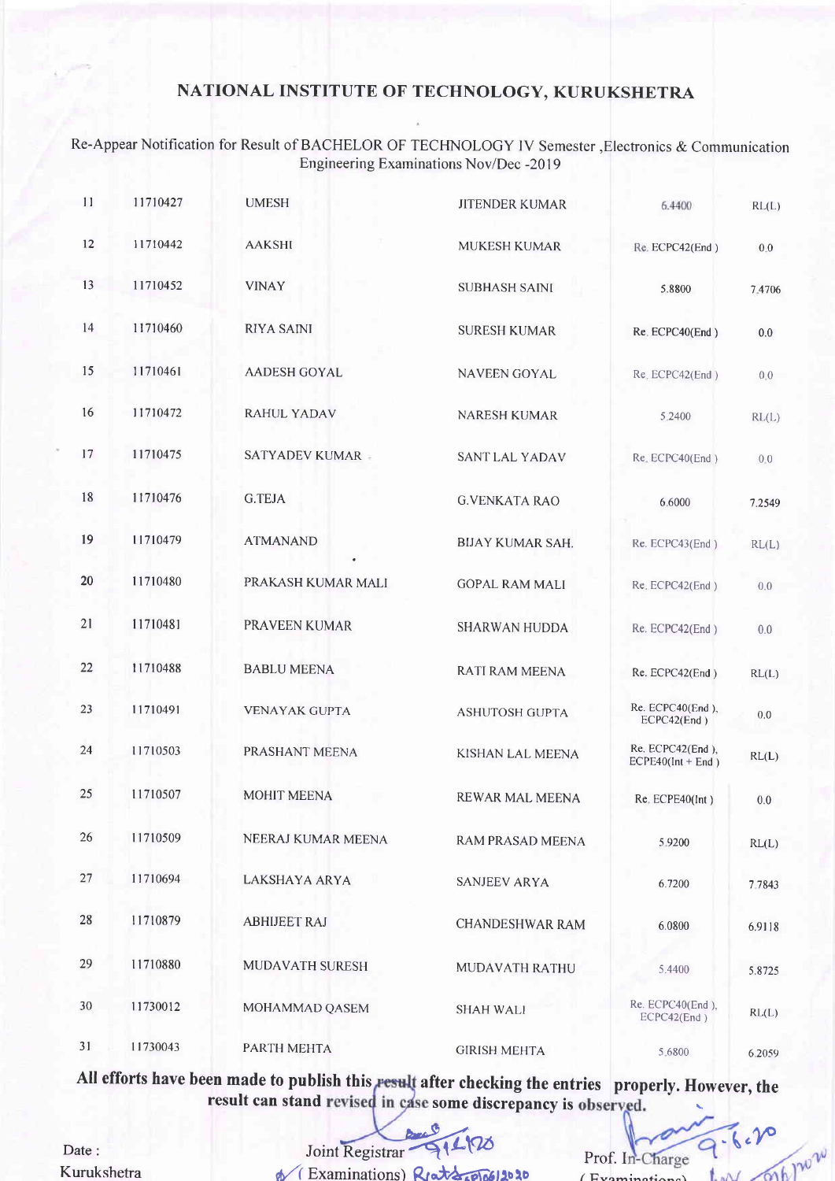# NATIONAL INSTITUTE OF TECHNOLOGY, KURUKSHETRA

Re-Appear Notification for Result of BACHELOR OF TECHNOLOGY IV Semester ,Electronics & Communication Engineering Examinations Nov/Dec -2019

| | | | | | |
|---|---|---|---|---|---|
| 11 | 11710427 | UMESH | JITENDER KUMAR | 6.4400 | RL(L) |
| 12 | 11710442 | AAKSHI | MUKESH KUMAR | Re. ECPC42(End ) | 0.0 |
| 13 | 11710452 | VINAY | SUBHASH SAINI | 5.8800 | 7.4706 |
| 14 | 11710460 | RIYA SAINI | SURESH KUMAR | Re. ECPC40(End ) | 0.0 |
| 15 | 11710461 | AADESH GOYAL | NAVEEN GOYAL | Re. ECPC42(End ) | 0.0 |
| 16 | 11710472 | RAHUL YADAV | NARESH KUMAR | 5.2400 | RL(L) |
| 17 | 11710475 | SATYADEV KUMAR | SANT LAL YADAV | Re. ECPC40(End ) | 0.0 |
| 18 | 11710476 | G.TEJA | G.VENKATA RAO | 6.6000 | 7.2549 |
| 19 | 11710479 | ATMANAND | BIJAY KUMAR SAH. | Re. ECPC43(End ) | RL(L) |
| 20 | 11710480 | PRAKASH KUMAR MALI | GOPAL RAM MALI | Re. ECPC42(End ) | 0.0 |
| 21 | 11710481 | PRAVEEN KUMAR | SHARWAN HUDDA | Re. ECPC42(End ) | 0.0 |
| 22 | 11710488 | BABLU MEENA | RATI RAM MEENA | Re. ECPC42(End ) | RL(L) |
| 23 | 11710491 | VENAYAK GUPTA | ASHUTOSH GUPTA | Re. ECPC40(End ), ECPC42(End ) | 0.0 |
| 24 | 11710503 | PRASHANT MEENA | KISHAN LAL MEENA | Re. ECPC42(End ), ECPE40(Int + End ) | RL(L) |
| 25 | 11710507 | MOHIT MEENA | REWAR MAL MEENA | Re. ECPE40(Int ) | 0.0 |
| 26 | 11710509 | NEERAJ KUMAR MEENA | RAM PRASAD MEENA | 5.9200 | RL(L) |
| 27 | 11710694 | LAKSHAYA ARYA | SANJEEV ARYA | 6.7200 | 7.7843 |
| 28 | 11710879 | ABHIJEET RAJ | CHANDESHWAR RAM | 6.0800 | 6.9118 |
| 29 | 11710880 | MUDAVATH SURESH | MUDAVATH RATHU | 5.4400 | 5.8725 |
| 30 | 11730012 | MOHAMMAD QASEM | SHAH WALI | Re. ECPC40(End ), ECPC42(End ) | RL(L) |
| 31 | 11730043 | PARTH MEHTA | GIRISH MEHTA | 5.6800 | 6.2059 |

**All efforts have been made to publish this result after checking the entries properly. However, the result can stand revised in case some discrepancy is observed.**

Date :
Kurukshetra

Joint Registrar
( Examinations)

Prof. In-Charge
( Examinations)